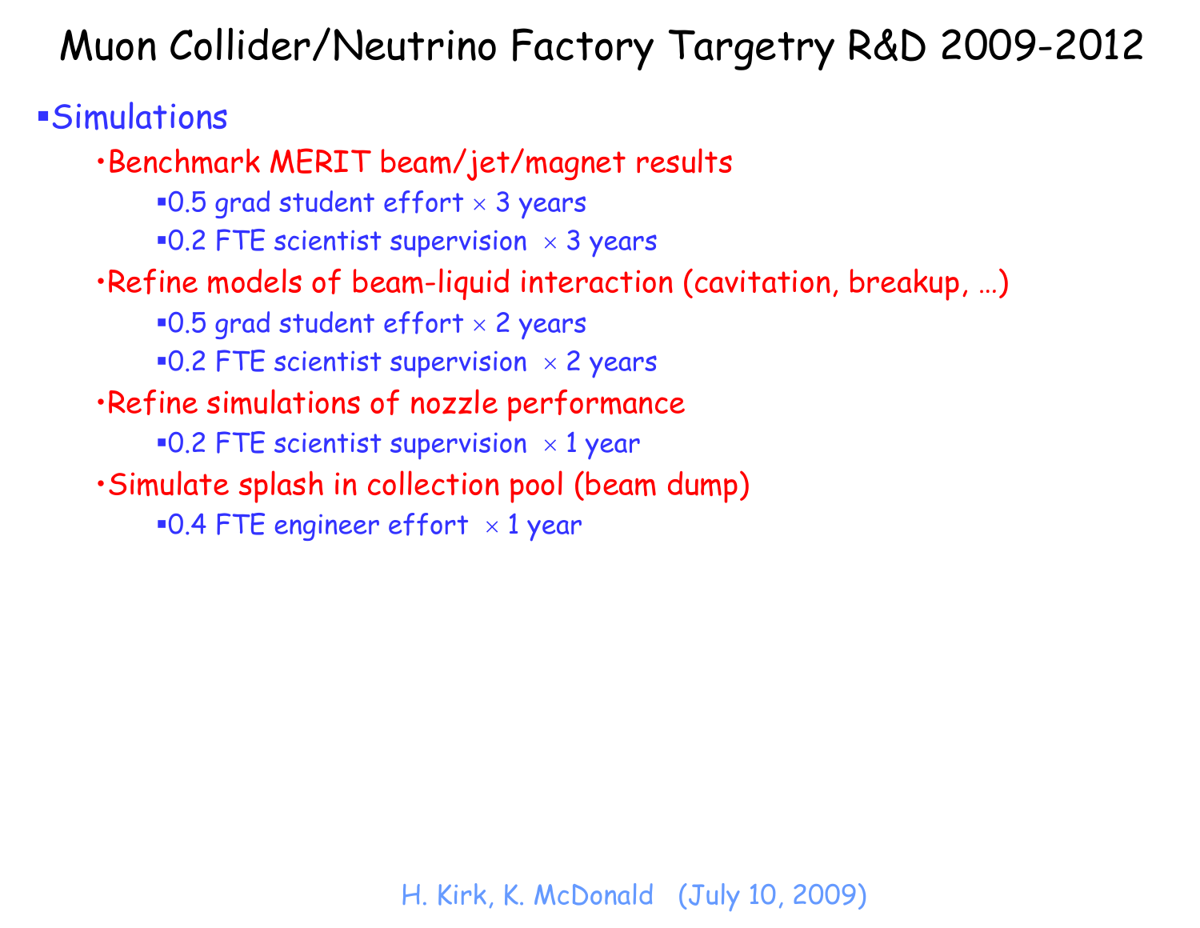# Muon Collider/Neutrino Factory Targetry R&D 2009-2012

- Simulations
  - Benchmark MERIT beam/jet/magnet results
    - 0.5 grad student effort × 3 years
    - 0.2 FTE scientist supervision × 3 years
  - Refine models of beam-liquid interaction (cavitation, breakup, …)
    - 0.5 grad student effort × 2 years
    - 0.2 FTE scientist supervision × 2 years
  - Refine simulations of nozzle performance
    - 0.2 FTE scientist supervision × 1 year
  - Simulate splash in collection pool (beam dump)
    - 0.4 FTE engineer effort × 1 year

H. Kirk, K. McDonald (July 10, 2009)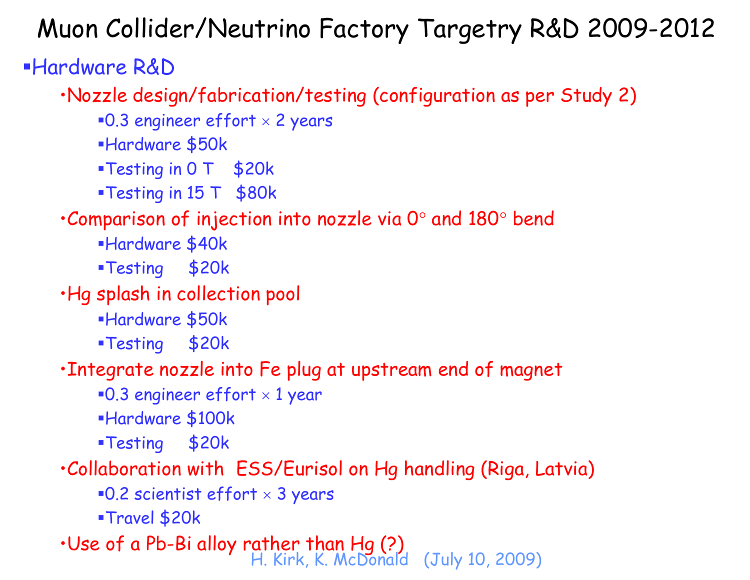# Muon Collider/Neutrino Factory Targetry R&D 2009-2012

- Hardware R&D
  - Nozzle design/fabrication/testing (configuration as per Study 2)
    - 0.3 engineer effort × 2 years
    - Hardware $50k
    - Testing in 0 T   $20k
    - Testing in 15 T   $80k
  - Comparison of injection into nozzle via 0° and 180° bend
    - Hardware $40k
    - Testing   $20k
  - Hg splash in collection pool
    - Hardware $50k
    - Testing   $20k
  - Integrate nozzle into Fe plug at upstream end of magnet
    - 0.3 engineer effort × 1 year
    - Hardware $100k
    - Testing   $20k
  - Collaboration with ESS/Eurisol on Hg handling (Riga, Latvia)
    - 0.2 scientist effort × 3 years
    - Travel $20k
  - Use of a Pb-Bi alloy rather than Hg (?)

H. Kirk, K. McDonald (July 10, 2009)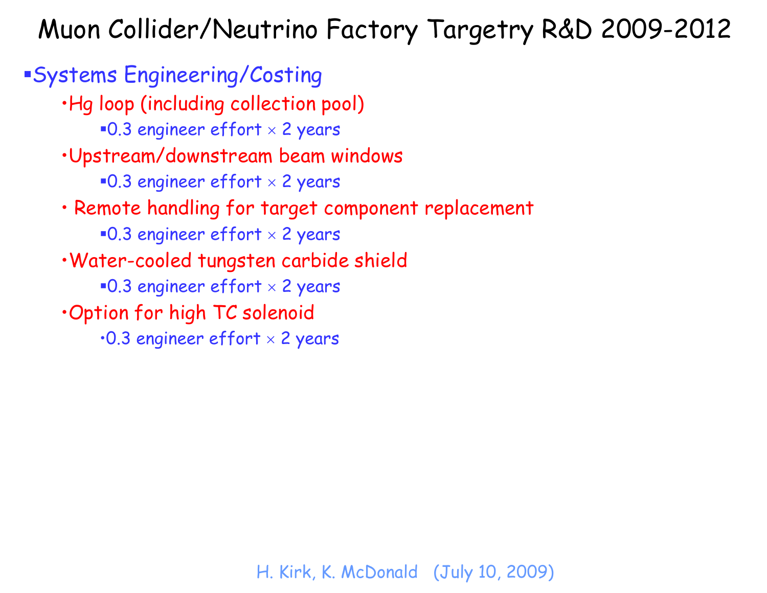# Muon Collider/Neutrino Factory Targetry R&D 2009-2012

- Systems Engineering/Costing
  - Hg loop (including collection pool)
    - 0.3 engineer effort × 2 years
  - Upstream/downstream beam windows
    - 0.3 engineer effort × 2 years
  - Remote handling for target component replacement
    - 0.3 engineer effort × 2 years
  - Water-cooled tungsten carbide shield
    - 0.3 engineer effort × 2 years
  - Option for high TC solenoid
    - 0.3 engineer effort × 2 years

H. Kirk, K. McDonald (July 10, 2009)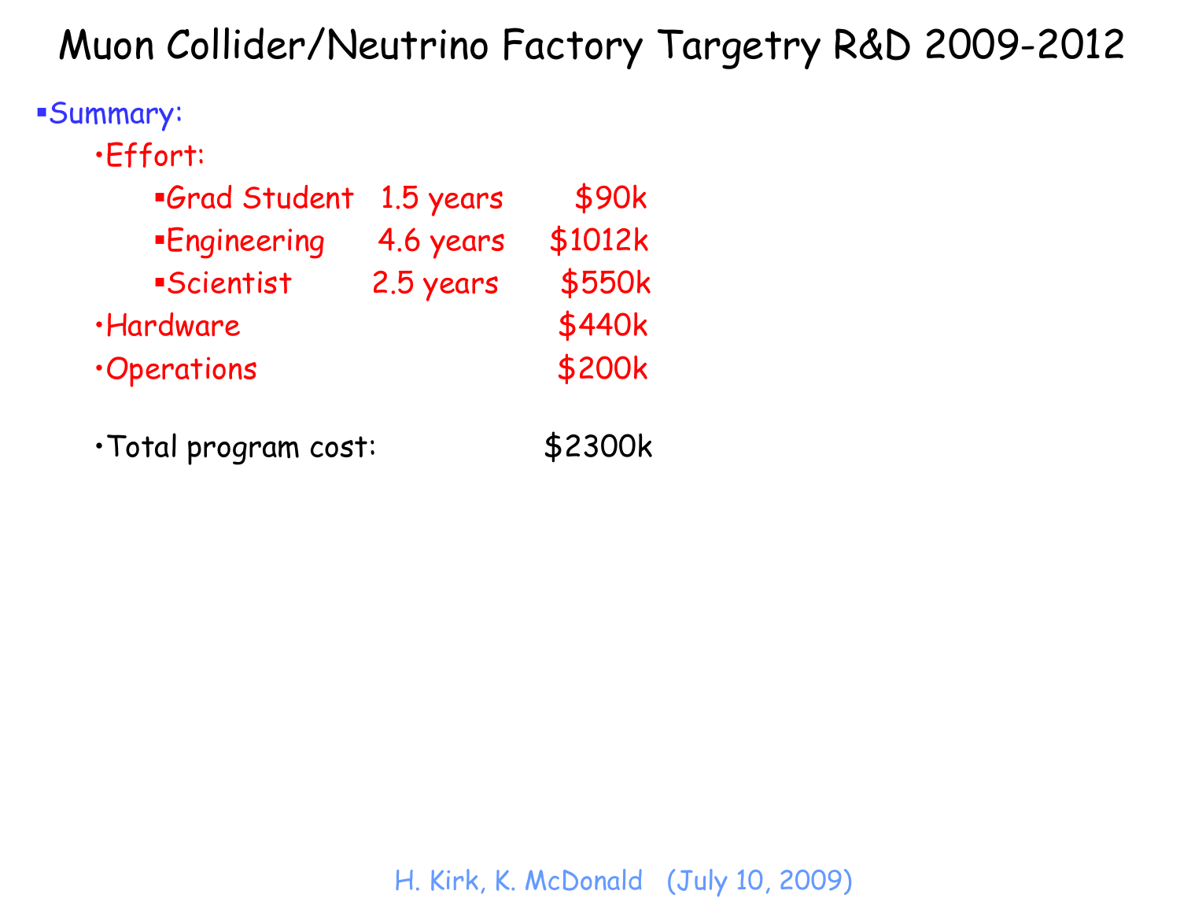# Muon Collider/Neutrino Factory Targetry R&D 2009-2012

- Summary:
  - Effort:
    - Grad Student 1.5 years $90k
    - Engineering 4.6 years $1012k
    - Scientist 2.5 years $550k
  - Hardware $440k
  - Operations $200k

  - Total program cost: $2300k

H. Kirk, K. McDonald (July 10, 2009)